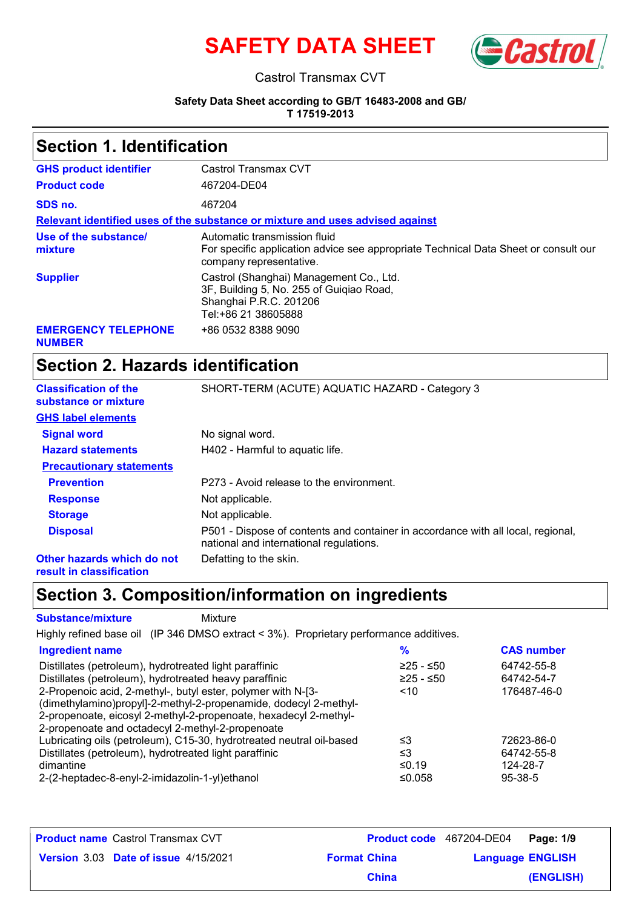# SAFETY DATA SHEET

Castrol Transmax CVT

**Safety Data Sheet according to GB/T 16483-2008 and GB/T 17519-2013**

## Section 1. Identification

| | |
|---|---|
| **GHS product identifier** | Castrol Transmax CVT |
| **Product code** | 467204-DE04 |
| **SDS no.** | 467204 |

**Relevant identified uses of the substance or mixture and uses advised against**

| | |
|---|---|
| **Use of the substance/ mixture** | Automatic transmission fluid<br>For specific application advice see appropriate Technical Data Sheet or consult our company representative. |
| **Supplier** | Castrol (Shanghai) Management Co., Ltd.<br>3F, Building 5, No. 255 of Guiqiao Road,<br>Shanghai P.R.C. 201206<br>Tel:+86 21 38605888 |
| **EMERGENCY TELEPHONE NUMBER** | +86 0532 8388 9090 |

## Section 2. Hazards identification

| | |
|---|---|
| **Classification of the substance or mixture** | SHORT-TERM (ACUTE) AQUATIC HAZARD - Category 3 |

**GHS label elements**

| | |
|---|---|
| **Signal word** | No signal word. |
| **Hazard statements** | H402 - Harmful to aquatic life. |

**Precautionary statements**

| | |
|---|---|
| **Prevention** | P273 - Avoid release to the environment. |
| **Response** | Not applicable. |
| **Storage** | Not applicable. |
| **Disposal** | P501 - Dispose of contents and container in accordance with all local, regional, national and international regulations. |
| **Other hazards which do not result in classification** | Defatting to the skin. |

## Section 3. Composition/information on ingredients

**Substance/mixture** Mixture

Highly refined base oil (IP 346 DMSO extract < 3%). Proprietary performance additives.

| Ingredient name | % | CAS number |
|---|---|---|
| Distillates (petroleum), hydrotreated light paraffinic | ≥25 - ≤50 | 64742-55-8 |
| Distillates (petroleum), hydrotreated heavy paraffinic | ≥25 - ≤50 | 64742-54-7 |
| 2-Propenoic acid, 2-methyl-, butyl ester, polymer with N-[3-(dimethylamino)propyl]-2-methyl-2-propenamide, dodecyl 2-methyl-2-propenoate, eicosyl 2-methyl-2-propenoate, hexadecyl 2-methyl-2-propenoate and octadecyl 2-methyl-2-propenoate | <10 | 176487-46-0 |
| Lubricating oils (petroleum), C15-30, hydrotreated neutral oil-based | ≤3 | 72623-86-0 |
| Distillates (petroleum), hydrotreated light paraffinic | ≤3 | 64742-55-8 |
| dimantine | ≤0.19 | 124-28-7 |
| 2-(2-heptadec-8-enyl-2-imidazolin-1-yl)ethanol | ≤0.058 | 95-38-5 |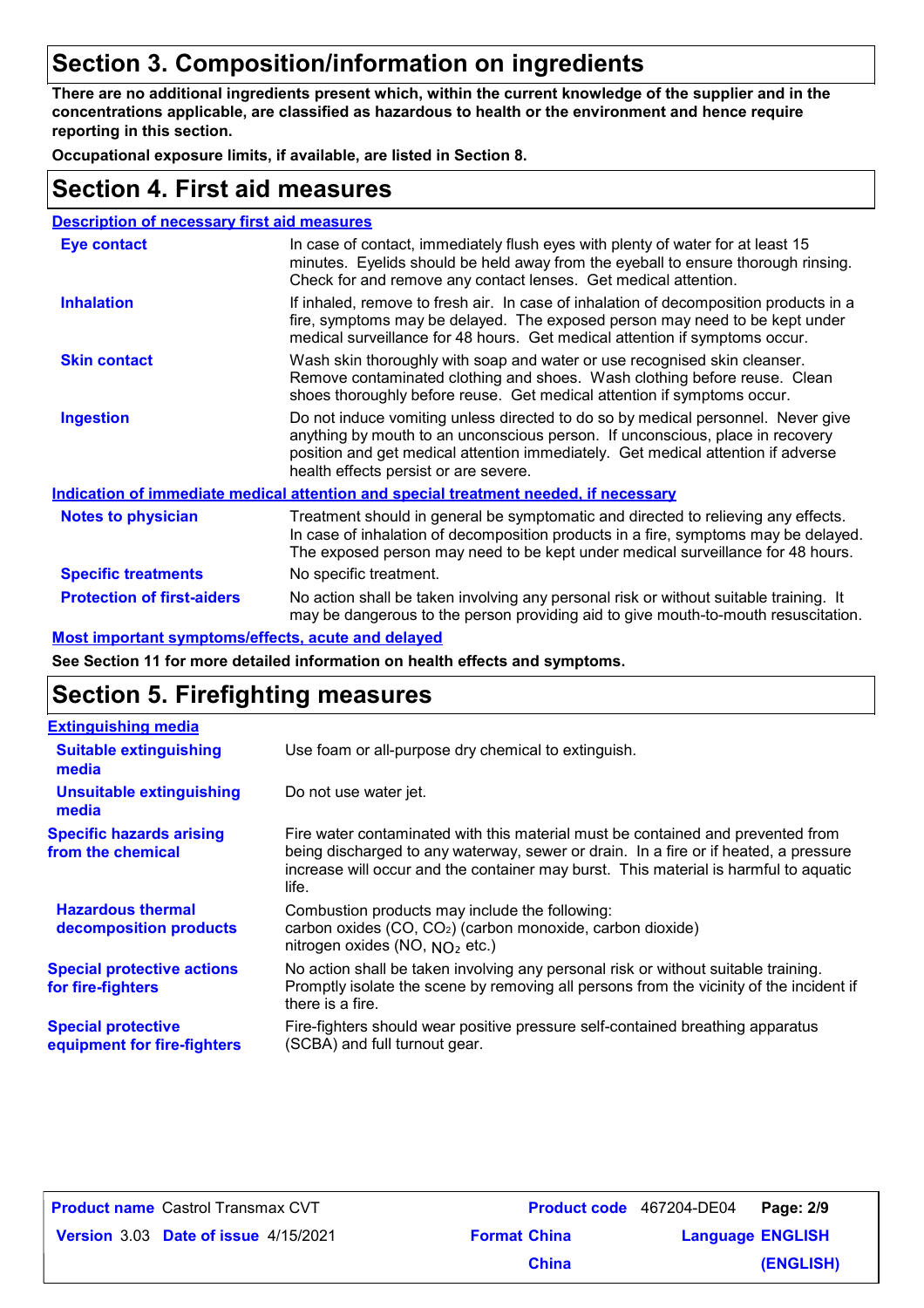## Section 3. Composition/information on ingredients

**There are no additional ingredients present which, within the current knowledge of the supplier and in the concentrations applicable, are classified as hazardous to health or the environment and hence require reporting in this section.**

**Occupational exposure limits, if available, are listed in Section 8.**

## Section 4. First aid measures

### Description of necessary first aid measures

| | |
|---|---|
| **Eye contact** | In case of contact, immediately flush eyes with plenty of water for at least 15 minutes. Eyelids should be held away from the eyeball to ensure thorough rinsing. Check for and remove any contact lenses. Get medical attention. |
| **Inhalation** | If inhaled, remove to fresh air. In case of inhalation of decomposition products in a fire, symptoms may be delayed. The exposed person may need to be kept under medical surveillance for 48 hours. Get medical attention if symptoms occur. |
| **Skin contact** | Wash skin thoroughly with soap and water or use recognised skin cleanser. Remove contaminated clothing and shoes. Wash clothing before reuse. Clean shoes thoroughly before reuse. Get medical attention if symptoms occur. |
| **Ingestion** | Do not induce vomiting unless directed to do so by medical personnel. Never give anything by mouth to an unconscious person. If unconscious, place in recovery position and get medical attention immediately. Get medical attention if adverse health effects persist or are severe. |

### Indication of immediate medical attention and special treatment needed, if necessary

| | |
|---|---|
| **Notes to physician** | Treatment should in general be symptomatic and directed to relieving any effects. In case of inhalation of decomposition products in a fire, symptoms may be delayed. The exposed person may need to be kept under medical surveillance for 48 hours. |
| **Specific treatments** | No specific treatment. |
| **Protection of first-aiders** | No action shall be taken involving any personal risk or without suitable training. It may be dangerous to the person providing aid to give mouth-to-mouth resuscitation. |

### Most important symptoms/effects, acute and delayed

**See Section 11 for more detailed information on health effects and symptoms.**

## Section 5. Firefighting measures

### Extinguishing media

| | |
|---|---|
| **Suitable extinguishing media** | Use foam or all-purpose dry chemical to extinguish. |
| **Unsuitable extinguishing media** | Do not use water jet. |
| **Specific hazards arising from the chemical** | Fire water contaminated with this material must be contained and prevented from being discharged to any waterway, sewer or drain. In a fire or if heated, a pressure increase will occur and the container may burst. This material is harmful to aquatic life. |
| **Hazardous thermal decomposition products** | Combustion products may include the following: carbon oxides (CO, $CO_2$) (carbon monoxide, carbon dioxide) nitrogen oxides (NO, $NO_2$ etc.) |
| **Special protective actions for fire-fighters** | No action shall be taken involving any personal risk or without suitable training. Promptly isolate the scene by removing all persons from the vicinity of the incident if there is a fire. |
| **Special protective equipment for fire-fighters** | Fire-fighters should wear positive pressure self-contained breathing apparatus (SCBA) and full turnout gear. |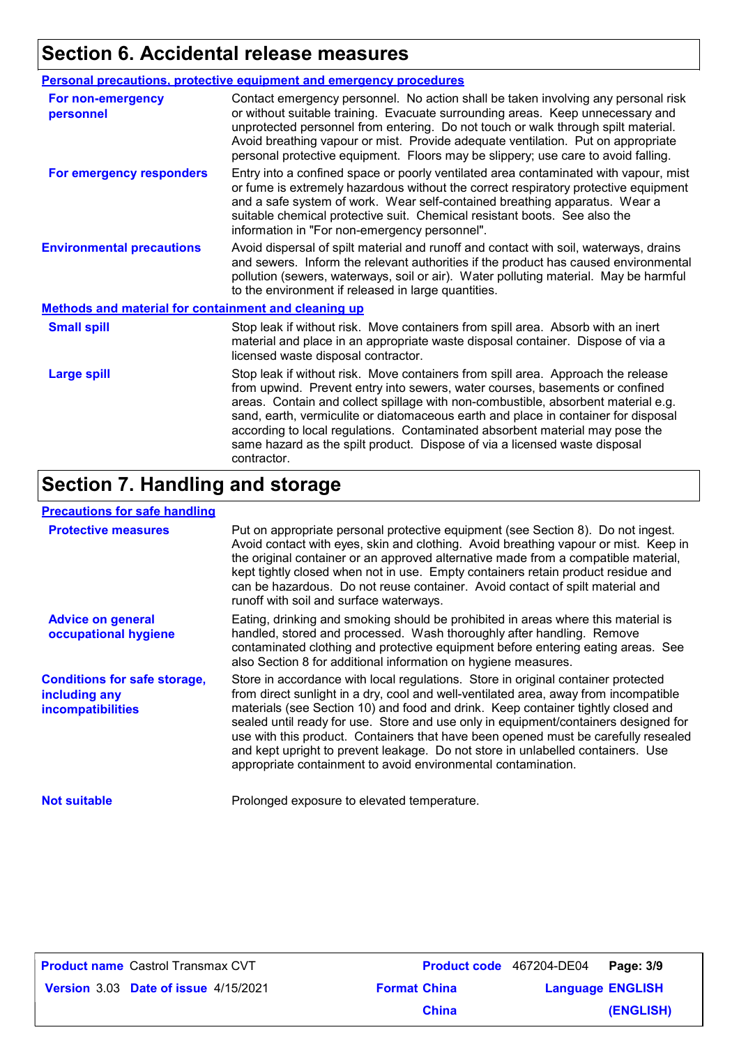## Section 6. Accidental release measures

### Personal precautions, protective equipment and emergency procedures

**For non-emergency personnel**

Contact emergency personnel. No action shall be taken involving any personal risk or without suitable training. Evacuate surrounding areas. Keep unnecessary and unprotected personnel from entering. Do not touch or walk through spilt material. Avoid breathing vapour or mist. Provide adequate ventilation. Put on appropriate personal protective equipment. Floors may be slippery; use care to avoid falling.

**For emergency responders**

Entry into a confined space or poorly ventilated area contaminated with vapour, mist or fume is extremely hazardous without the correct respiratory protective equipment and a safe system of work. Wear self-contained breathing apparatus. Wear a suitable chemical protective suit. Chemical resistant boots. See also the information in "For non-emergency personnel".

**Environmental precautions**

Avoid dispersal of spilt material and runoff and contact with soil, waterways, drains and sewers. Inform the relevant authorities if the product has caused environmental pollution (sewers, waterways, soil or air). Water polluting material. May be harmful to the environment if released in large quantities.

### Methods and material for containment and cleaning up

**Small spill**

Stop leak if without risk. Move containers from spill area. Absorb with an inert material and place in an appropriate waste disposal container. Dispose of via a licensed waste disposal contractor.

**Large spill**

Stop leak if without risk. Move containers from spill area. Approach the release from upwind. Prevent entry into sewers, water courses, basements or confined areas. Contain and collect spillage with non-combustible, absorbent material e.g. sand, earth, vermiculite or diatomaceous earth and place in container for disposal according to local regulations. Contaminated absorbent material may pose the same hazard as the spilt product. Dispose of via a licensed waste disposal contractor.

## Section 7. Handling and storage

### Precautions for safe handling

**Protective measures**

Put on appropriate personal protective equipment (see Section 8). Do not ingest. Avoid contact with eyes, skin and clothing. Avoid breathing vapour or mist. Keep in the original container or an approved alternative made from a compatible material, kept tightly closed when not in use. Empty containers retain product residue and can be hazardous. Do not reuse container. Avoid contact of spilt material and runoff with soil and surface waterways.

**Advice on general occupational hygiene**

Eating, drinking and smoking should be prohibited in areas where this material is handled, stored and processed. Wash thoroughly after handling. Remove contaminated clothing and protective equipment before entering eating areas. See also Section 8 for additional information on hygiene measures.

**Conditions for safe storage, including any incompatibilities**

Store in accordance with local regulations. Store in original container protected from direct sunlight in a dry, cool and well-ventilated area, away from incompatible materials (see Section 10) and food and drink. Keep container tightly closed and sealed until ready for use. Store and use only in equipment/containers designed for use with this product. Containers that have been opened must be carefully resealed and kept upright to prevent leakage. Do not store in unlabelled containers. Use appropriate containment to avoid environmental contamination.

**Not suitable**

Prolonged exposure to elevated temperature.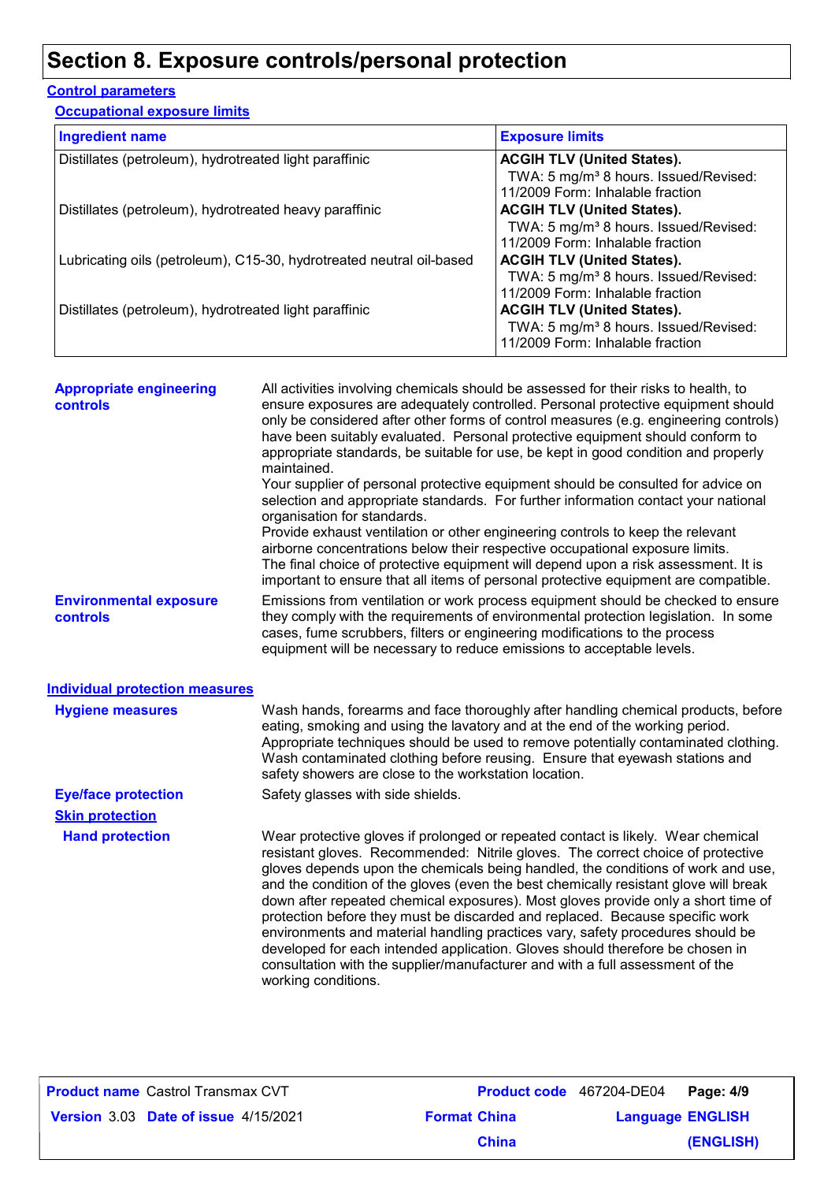# Section 8. Exposure controls/personal protection

## Control parameters

### Occupational exposure limits

| Ingredient name | Exposure limits |
|---|---|
| Distillates (petroleum), hydrotreated light paraffinic | **ACGIH TLV (United States).** TWA: 5 mg/m³ 8 hours. Issued/Revised: 11/2009 Form: Inhalable fraction |
| Distillates (petroleum), hydrotreated heavy paraffinic | **ACGIH TLV (United States).** TWA: 5 mg/m³ 8 hours. Issued/Revised: 11/2009 Form: Inhalable fraction |
| Lubricating oils (petroleum), C15-30, hydrotreated neutral oil-based | **ACGIH TLV (United States).** TWA: 5 mg/m³ 8 hours. Issued/Revised: 11/2009 Form: Inhalable fraction |
| Distillates (petroleum), hydrotreated light paraffinic | **ACGIH TLV (United States).** TWA: 5 mg/m³ 8 hours. Issued/Revised: 11/2009 Form: Inhalable fraction |

**Appropriate engineering controls**

All activities involving chemicals should be assessed for their risks to health, to ensure exposures are adequately controlled. Personal protective equipment should only be considered after other forms of control measures (e.g. engineering controls) have been suitably evaluated. Personal protective equipment should conform to appropriate standards, be suitable for use, be kept in good condition and properly maintained.
Your supplier of personal protective equipment should be consulted for advice on selection and appropriate standards. For further information contact your national organisation for standards.
Provide exhaust ventilation or other engineering controls to keep the relevant airborne concentrations below their respective occupational exposure limits.
The final choice of protective equipment will depend upon a risk assessment. It is important to ensure that all items of personal protective equipment are compatible.

**Environmental exposure controls**

Emissions from ventilation or work process equipment should be checked to ensure they comply with the requirements of environmental protection legislation. In some cases, fume scrubbers, filters or engineering modifications to the process equipment will be necessary to reduce emissions to acceptable levels.

## Individual protection measures

**Hygiene measures**

Wash hands, forearms and face thoroughly after handling chemical products, before eating, smoking and using the lavatory and at the end of the working period. Appropriate techniques should be used to remove potentially contaminated clothing. Wash contaminated clothing before reusing. Ensure that eyewash stations and safety showers are close to the workstation location.

**Eye/face protection**

Safety glasses with side shields.

**Skin protection**

**Hand protection**

Wear protective gloves if prolonged or repeated contact is likely. Wear chemical resistant gloves. Recommended: Nitrile gloves. The correct choice of protective gloves depends upon the chemicals being handled, the conditions of work and use, and the condition of the gloves (even the best chemically resistant glove will break down after repeated chemical exposures). Most gloves provide only a short time of protection before they must be discarded and replaced. Because specific work environments and material handling practices vary, safety procedures should be developed for each intended application. Gloves should therefore be chosen in consultation with the supplier/manufacturer and with a full assessment of the working conditions.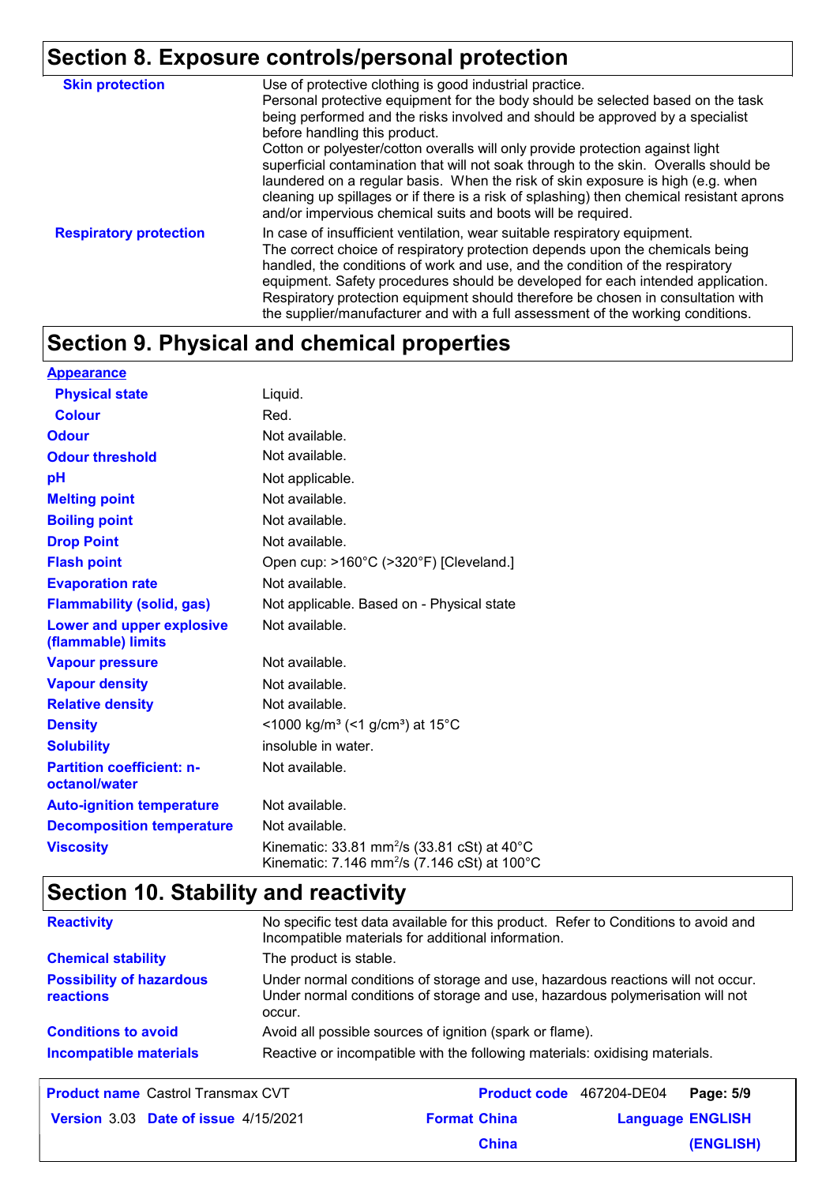## Section 8. Exposure controls/personal protection

| | |
|---|---|
| **Skin protection** | Use of protective clothing is good industrial practice. Personal protective equipment for the body should be selected based on the task being performed and the risks involved and should be approved by a specialist before handling this product. Cotton or polyester/cotton overalls will only provide protection against light superficial contamination that will not soak through to the skin. Overalls should be laundered on a regular basis. When the risk of skin exposure is high (e.g. when cleaning up spillages or if there is a risk of splashing) then chemical resistant aprons and/or impervious chemical suits and boots will be required. |
| **Respiratory protection** | In case of insufficient ventilation, wear suitable respiratory equipment. The correct choice of respiratory protection depends upon the chemicals being handled, the conditions of work and use, and the condition of the respiratory equipment. Safety procedures should be developed for each intended application. Respiratory protection equipment should therefore be chosen in consultation with the supplier/manufacturer and with a full assessment of the working conditions. |

## Section 9. Physical and chemical properties

| | |
|---|---|
| **Appearance** | |
| **Physical state** | Liquid. |
| **Colour** | Red. |
| **Odour** | Not available. |
| **Odour threshold** | Not available. |
| **pH** | Not applicable. |
| **Melting point** | Not available. |
| **Boiling point** | Not available. |
| **Drop Point** | Not available. |
| **Flash point** | Open cup: >160°C (>320°F) [Cleveland.] |
| **Evaporation rate** | Not available. |
| **Flammability (solid, gas)** | Not applicable. Based on - Physical state |
| **Lower and upper explosive (flammable) limits** | Not available. |
| **Vapour pressure** | Not available. |
| **Vapour density** | Not available. |
| **Relative density** | Not available. |
| **Density** | <1000 kg/m³ (<1 g/cm³) at 15°C |
| **Solubility** | insoluble in water. |
| **Partition coefficient: n-octanol/water** | Not available. |
| **Auto-ignition temperature** | Not available. |
| **Decomposition temperature** | Not available. |
| **Viscosity** | Kinematic: 33.81 $mm^2/s$ (33.81 cSt) at 40°C<br>Kinematic: 7.146 $mm^2/s$ (7.146 cSt) at 100°C |

## Section 10. Stability and reactivity

| | |
|---|---|
| **Reactivity** | No specific test data available for this product. Refer to Conditions to avoid and Incompatible materials for additional information. |
| **Chemical stability** | The product is stable. |
| **Possibility of hazardous reactions** | Under normal conditions of storage and use, hazardous reactions will not occur. Under normal conditions of storage and use, hazardous polymerisation will not occur. |
| **Conditions to avoid** | Avoid all possible sources of ignition (spark or flame). |
| **Incompatible materials** | Reactive or incompatible with the following materials: oxidising materials. |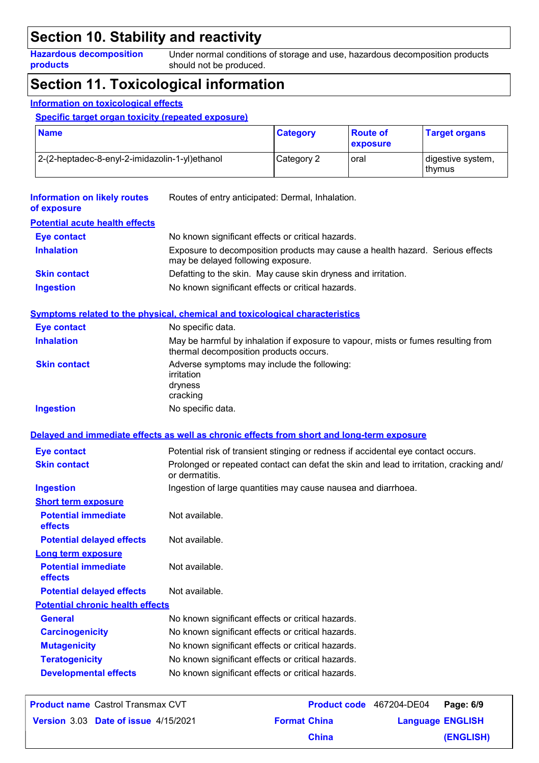# Section 10. Stability and reactivity

| | |
|---|---|
| **Hazardous decomposition products** | Under normal conditions of storage and use, hazardous decomposition products should not be produced. |

# Section 11. Toxicological information

## Information on toxicological effects

### Specific target organ toxicity (repeated exposure)

| Name | Category | Route of exposure | Target organs |
|---|---|---|---|
| 2-(2-heptadec-8-enyl-2-imidazolin-1-yl)ethanol | Category 2 | oral | digestive system, thymus |

| | |
|---|---|
| **Information on likely routes of exposure** | Routes of entry anticipated: Dermal, Inhalation. |

### Potential acute health effects

| | |
|---|---|
| **Eye contact** | No known significant effects or critical hazards. |
| **Inhalation** | Exposure to decomposition products may cause a health hazard. Serious effects may be delayed following exposure. |
| **Skin contact** | Defatting to the skin. May cause skin dryness and irritation. |
| **Ingestion** | No known significant effects or critical hazards. |

### Symptoms related to the physical, chemical and toxicological characteristics

| | |
|---|---|
| **Eye contact** | No specific data. |
| **Inhalation** | May be harmful by inhalation if exposure to vapour, mists or fumes resulting from thermal decomposition products occurs. |
| **Skin contact** | Adverse symptoms may include the following:<br>irritation<br>dryness<br>cracking |
| **Ingestion** | No specific data. |

### Delayed and immediate effects as well as chronic effects from short and long-term exposure

| | |
|---|---|
| **Eye contact** | Potential risk of transient stinging or redness if accidental eye contact occurs. |
| **Skin contact** | Prolonged or repeated contact can defat the skin and lead to irritation, cracking and/or dermatitis. |
| **Ingestion** | Ingestion of large quantities may cause nausea and diarrhoea. |

#### Short term exposure

| | |
|---|---|
| **Potential immediate effects** | Not available. |
| **Potential delayed effects** | Not available. |

#### Long term exposure

| | |
|---|---|
| **Potential immediate effects** | Not available. |
| **Potential delayed effects** | Not available. |

#### Potential chronic health effects

| | |
|---|---|
| **General** | No known significant effects or critical hazards. |
| **Carcinogenicity** | No known significant effects or critical hazards. |
| **Mutagenicity** | No known significant effects or critical hazards. |
| **Teratogenicity** | No known significant effects or critical hazards. |
| **Developmental effects** | No known significant effects or critical hazards. |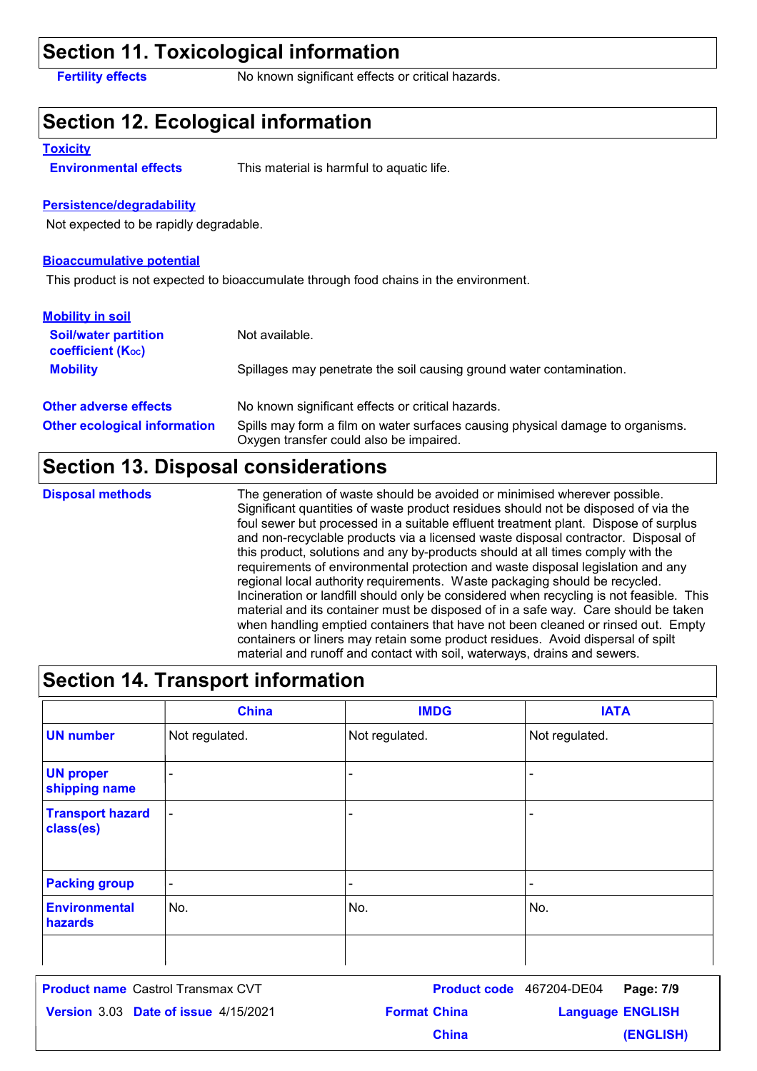## Section 11. Toxicological information

**Fertility effects** No known significant effects or critical hazards.

## Section 12. Ecological information

### Toxicity

**Environmental effects** This material is harmful to aquatic life.

### Persistence/degradability

Not expected to be rapidly degradable.

### Bioaccumulative potential

This product is not expected to bioaccumulate through food chains in the environment.

### Mobility in soil

**Soil/water partition coefficient ($K_{OC}$)** Not available.

**Mobility** Spillages may penetrate the soil causing ground water contamination.

**Other adverse effects** No known significant effects or critical hazards.

**Other ecological information** Spills may form a film on water surfaces causing physical damage to organisms. Oxygen transfer could also be impaired.

## Section 13. Disposal considerations

**Disposal methods** The generation of waste should be avoided or minimised wherever possible. Significant quantities of waste product residues should not be disposed of via the foul sewer but processed in a suitable effluent treatment plant. Dispose of surplus and non-recyclable products via a licensed waste disposal contractor. Disposal of this product, solutions and any by-products should at all times comply with the requirements of environmental protection and waste disposal legislation and any regional local authority requirements. Waste packaging should be recycled. Incineration or landfill should only be considered when recycling is not feasible. This material and its container must be disposed of in a safe way. Care should be taken when handling emptied containers that have not been cleaned or rinsed out. Empty containers or liners may retain some product residues. Avoid dispersal of spilt material and runoff and contact with soil, waterways, drains and sewers.

## Section 14. Transport information

| | China | IMDG | IATA |
|---|---|---|---|
| **UN number** | Not regulated. | Not regulated. | Not regulated. |
| **UN proper shipping name** | - | - | - |
| **Transport hazard class(es)** | - | - | - |
| **Packing group** | - | - | - |
| **Environmental hazards** | No. | No. | No. |
| | | | |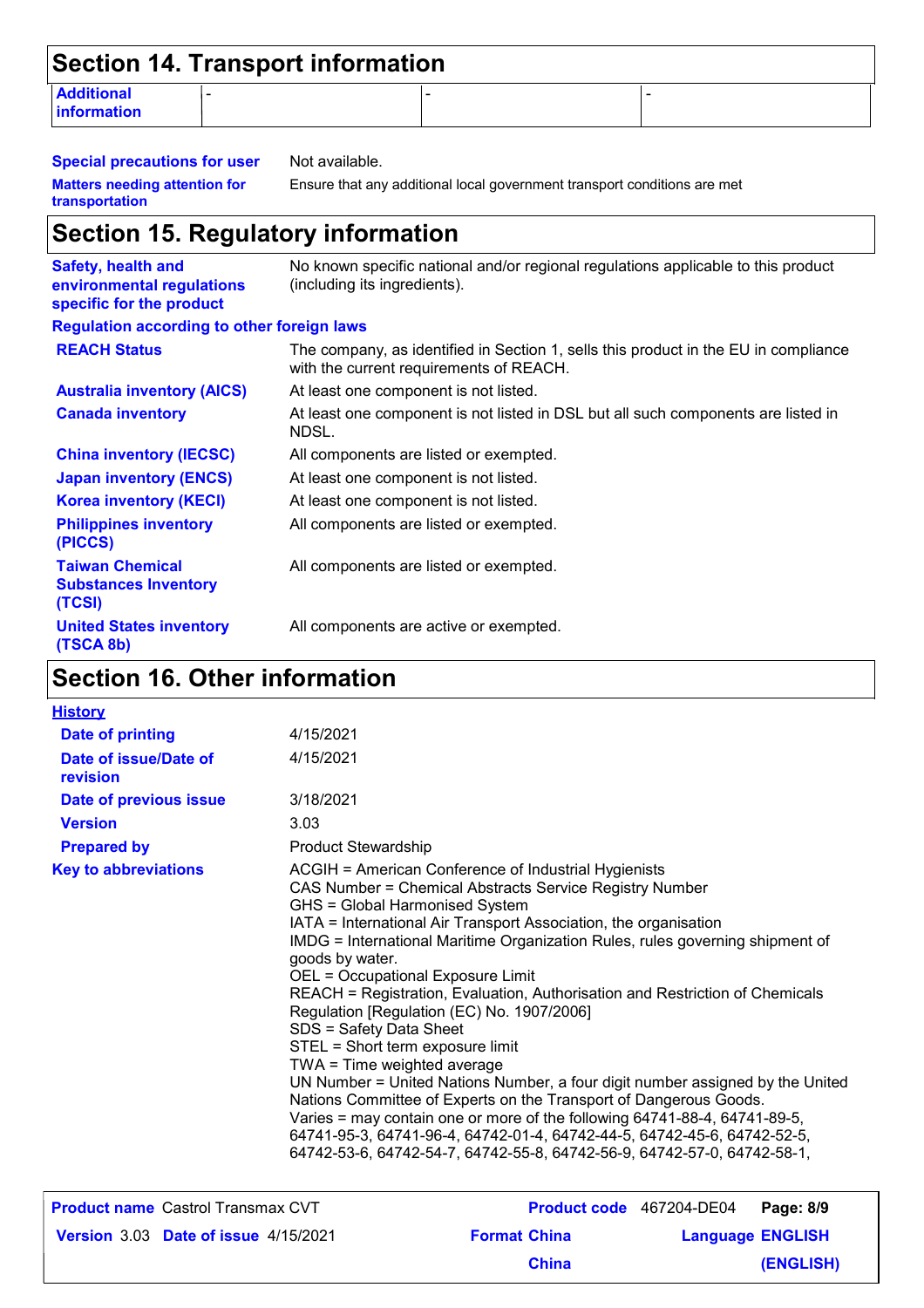## Section 14. Transport information

| Additional information | - | - | - |
|---|---|---|---|

**Special precautions for user** Not available.

**Matters needing attention for transportation** Ensure that any additional local government transport conditions are met

## Section 15. Regulatory information

**Safety, health and environmental regulations specific for the product** No known specific national and/or regional regulations applicable to this product (including its ingredients).

**Regulation according to other foreign laws**

| | |
|---|---|
| **REACH Status** | The company, as identified in Section 1, sells this product in the EU in compliance with the current requirements of REACH. |
| **Australia inventory (AICS)** | At least one component is not listed. |
| **Canada inventory** | At least one component is not listed in DSL but all such components are listed in NDSL. |
| **China inventory (IECSC)** | All components are listed or exempted. |
| **Japan inventory (ENCS)** | At least one component is not listed. |
| **Korea inventory (KECI)** | At least one component is not listed. |
| **Philippines inventory (PICCS)** | All components are listed or exempted. |
| **Taiwan Chemical Substances Inventory (TCSI)** | All components are listed or exempted. |
| **United States inventory (TSCA 8b)** | All components are active or exempted. |

## Section 16. Other information

**History**

| | |
|---|---|
| **Date of printing** | 4/15/2021 |
| **Date of issue/Date of revision** | 4/15/2021 |
| **Date of previous issue** | 3/18/2021 |
| **Version** | 3.03 |
| **Prepared by** | Product Stewardship |

**Key to abbreviations**

ACGIH = American Conference of Industrial Hygienists
CAS Number = Chemical Abstracts Service Registry Number
GHS = Global Harmonised System
IATA = International Air Transport Association, the organisation
IMDG = International Maritime Organization Rules, rules governing shipment of goods by water.
OEL = Occupational Exposure Limit
REACH = Registration, Evaluation, Authorisation and Restriction of Chemicals Regulation [Regulation (EC) No. 1907/2006]
SDS = Safety Data Sheet
STEL = Short term exposure limit
TWA = Time weighted average
UN Number = United Nations Number, a four digit number assigned by the United Nations Committee of Experts on the Transport of Dangerous Goods.
Varies = may contain one or more of the following 64741-88-4, 64741-89-5, 64741-95-3, 64741-96-4, 64742-01-4, 64742-44-5, 64742-45-6, 64742-52-5, 64742-53-6, 64742-54-7, 64742-55-8, 64742-56-9, 64742-57-0, 64742-58-1,

| **Product name** Castrol Transmax CVT | **Product code** 467204-DE04 | **Page: 8/9** |
|---|---|---|
| **Version** 3.03 **Date of issue** 4/15/2021 | **Format China** | **Language ENGLISH** |
| | **China** | **(ENGLISH)** |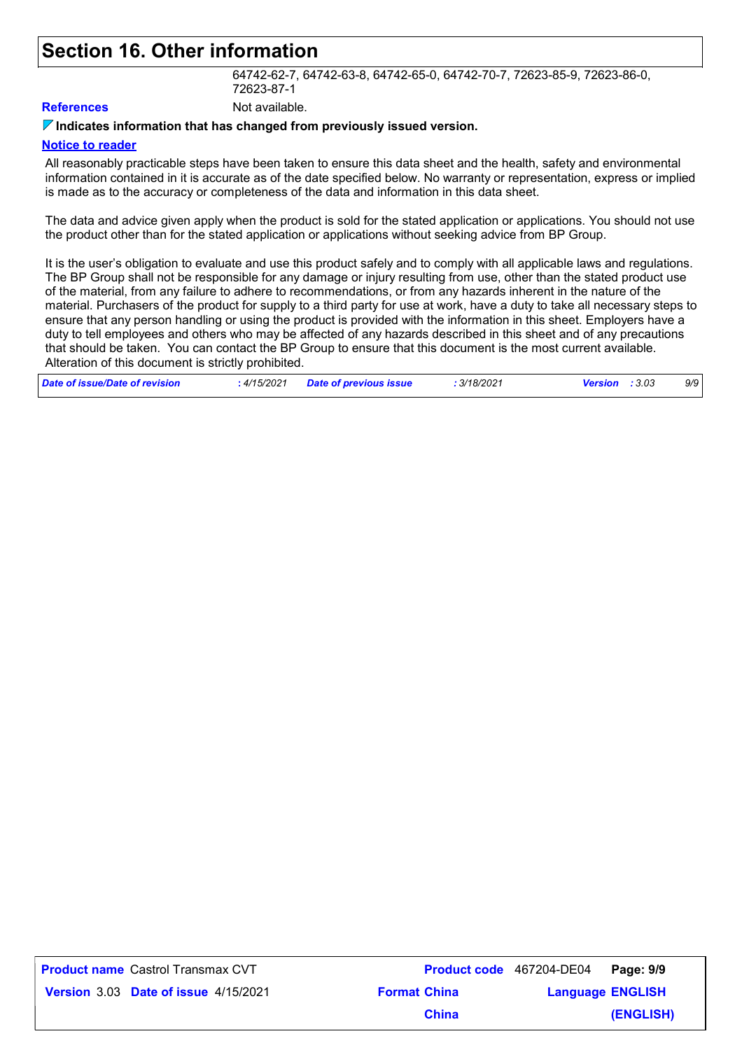# Section 16. Other information

64742-62-7, 64742-63-8, 64742-65-0, 64742-70-7, 72623-85-9, 72623-86-0, 72623-87-1

**References** Not available.

**Indicates information that has changed from previously issued version.**

**Notice to reader**

All reasonably practicable steps have been taken to ensure this data sheet and the health, safety and environmental information contained in it is accurate as of the date specified below. No warranty or representation, express or implied is made as to the accuracy or completeness of the data and information in this data sheet.

The data and advice given apply when the product is sold for the stated application or applications. You should not use the product other than for the stated application or applications without seeking advice from BP Group.

It is the user's obligation to evaluate and use this product safely and to comply with all applicable laws and regulations. The BP Group shall not be responsible for any damage or injury resulting from use, other than the stated product use of the material, from any failure to adhere to recommendations, or from any hazards inherent in the nature of the material. Purchasers of the product for supply to a third party for use at work, have a duty to take all necessary steps to ensure that any person handling or using the product is provided with the information in this sheet. Employers have a duty to tell employees and others who may be affected of any hazards described in this sheet and of any precautions that should be taken. You can contact the BP Group to ensure that this document is the most current available. Alteration of this document is strictly prohibited.

*Date of issue/Date of revision* : 4/15/2021 *Date of previous issue* : 3/18/2021 *Version* : 3.03